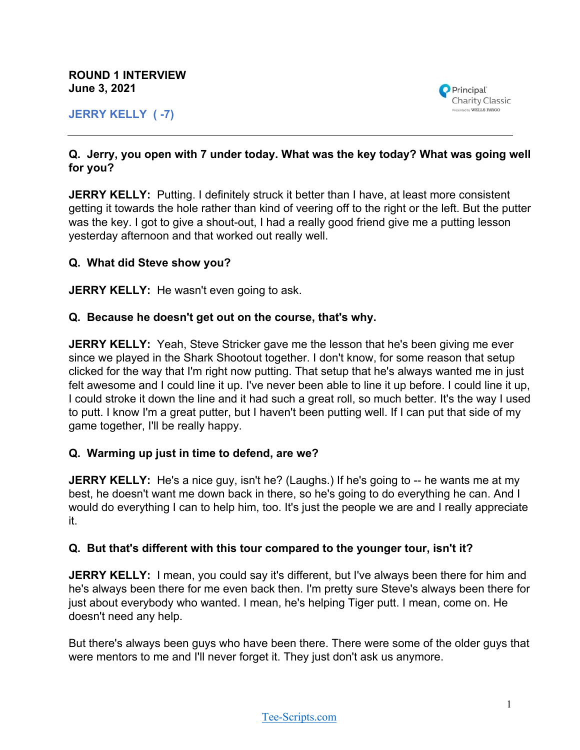**ROUND 1 INTERVIEW**
**June 3, 2021**

Principal Charity Classic

## JERRY KELLY ( -7)

---

**Q. Jerry, you open with 7 under today. What was the key today? What was going well for you?**

**JERRY KELLY:** Putting. I definitely struck it better than I have, at least more consistent getting it towards the hole rather than kind of veering off to the right or the left. But the putter was the key. I got to give a shout-out, I had a really good friend give me a putting lesson yesterday afternoon and that worked out really well.

**Q. What did Steve show you?**

**JERRY KELLY:** He wasn't even going to ask.

**Q. Because he doesn't get out on the course, that's why.**

**JERRY KELLY:** Yeah, Steve Stricker gave me the lesson that he's been giving me ever since we played in the Shark Shootout together. I don't know, for some reason that setup clicked for the way that I'm right now putting. That setup that he's always wanted me in just felt awesome and I could line it up. I've never been able to line it up before. I could line it up, I could stroke it down the line and it had such a great roll, so much better. It's the way I used to putt. I know I'm a great putter, but I haven't been putting well. If I can put that side of my game together, I'll be really happy.

**Q. Warming up just in time to defend, are we?**

**JERRY KELLY:** He's a nice guy, isn't he? (Laughs.) If he's going to -- he wants me at my best, he doesn't want me down back in there, so he's going to do everything he can. And I would do everything I can to help him, too. It's just the people we are and I really appreciate it.

**Q. But that's different with this tour compared to the younger tour, isn't it?**

**JERRY KELLY:** I mean, you could say it's different, but I've always been there for him and he's always been there for me even back then. I'm pretty sure Steve's always been there for just about everybody who wanted. I mean, he's helping Tiger putt. I mean, come on. He doesn't need any help.

But there's always been guys who have been there. There were some of the older guys that were mentors to me and I'll never forget it. They just don't ask us anymore.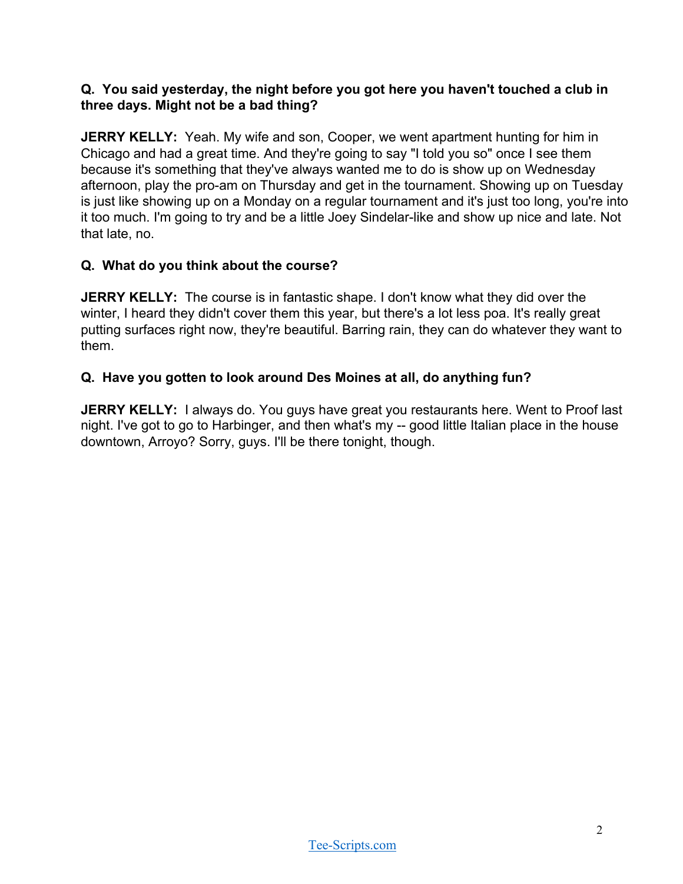**Q. You said yesterday, the night before you got here you haven't touched a club in three days. Might not be a bad thing?**

**JERRY KELLY:** Yeah. My wife and son, Cooper, we went apartment hunting for him in Chicago and had a great time. And they're going to say "I told you so" once I see them because it's something that they've always wanted me to do is show up on Wednesday afternoon, play the pro-am on Thursday and get in the tournament. Showing up on Tuesday is just like showing up on a Monday on a regular tournament and it's just too long, you're into it too much. I'm going to try and be a little Joey Sindelar-like and show up nice and late. Not that late, no.

**Q. What do you think about the course?**

**JERRY KELLY:** The course is in fantastic shape. I don't know what they did over the winter, I heard they didn't cover them this year, but there's a lot less poa. It's really great putting surfaces right now, they're beautiful. Barring rain, they can do whatever they want to them.

**Q. Have you gotten to look around Des Moines at all, do anything fun?**

**JERRY KELLY:** I always do. You guys have great you restaurants here. Went to Proof last night. I've got to go to Harbinger, and then what's my -- good little Italian place in the house downtown, Arroyo? Sorry, guys. I'll be there tonight, though.

Tee-Scripts.com